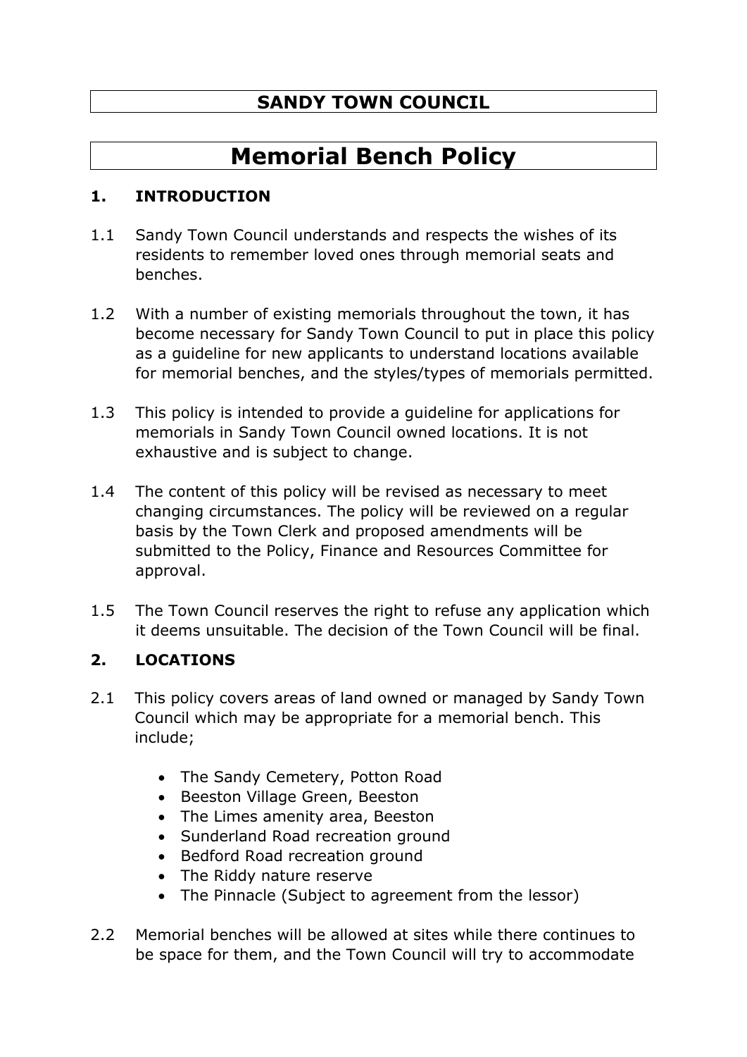# SANDY TOWN COUNCIL

# Memorial Bench Policy

## 1. INTRODUCTION

1.1 Sandy Town Council understands and respects the wishes of its residents to remember loved ones through memorial seats and benches.

1.2 With a number of existing memorials throughout the town, it has become necessary for Sandy Town Council to put in place this policy as a guideline for new applicants to understand locations available for memorial benches, and the styles/types of memorials permitted.

1.3 This policy is intended to provide a guideline for applications for memorials in Sandy Town Council owned locations. It is not exhaustive and is subject to change.

1.4 The content of this policy will be revised as necessary to meet changing circumstances. The policy will be reviewed on a regular basis by the Town Clerk and proposed amendments will be submitted to the Policy, Finance and Resources Committee for approval.

1.5 The Town Council reserves the right to refuse any application which it deems unsuitable. The decision of the Town Council will be final.

## 2. LOCATIONS

2.1 This policy covers areas of land owned or managed by Sandy Town Council which may be appropriate for a memorial bench. This include;

- The Sandy Cemetery, Potton Road
- Beeston Village Green, Beeston
- The Limes amenity area, Beeston
- Sunderland Road recreation ground
- Bedford Road recreation ground
- The Riddy nature reserve
- The Pinnacle (Subject to agreement from the lessor)

2.2 Memorial benches will be allowed at sites while there continues to be space for them, and the Town Council will try to accommodate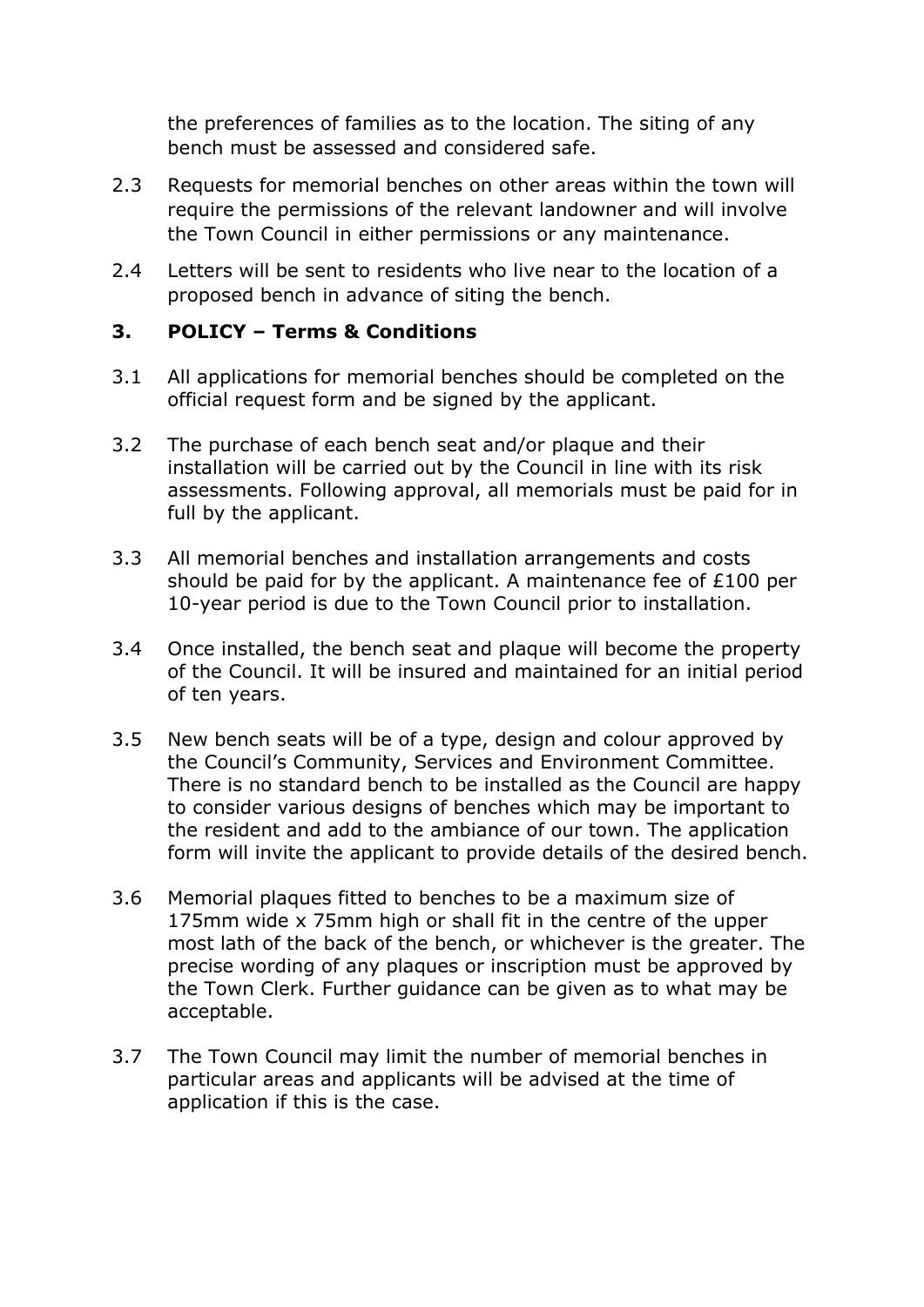the preferences of families as to the location. The siting of any bench must be assessed and considered safe.

2.3 Requests for memorial benches on other areas within the town will require the permissions of the relevant landowner and will involve the Town Council in either permissions or any maintenance.

2.4 Letters will be sent to residents who live near to the location of a proposed bench in advance of siting the bench.

## 3. POLICY – Terms & Conditions

3.1 All applications for memorial benches should be completed on the official request form and be signed by the applicant.

3.2 The purchase of each bench seat and/or plaque and their installation will be carried out by the Council in line with its risk assessments. Following approval, all memorials must be paid for in full by the applicant.

3.3 All memorial benches and installation arrangements and costs should be paid for by the applicant. A maintenance fee of £100 per 10-year period is due to the Town Council prior to installation.

3.4 Once installed, the bench seat and plaque will become the property of the Council. It will be insured and maintained for an initial period of ten years.

3.5 New bench seats will be of a type, design and colour approved by the Council's Community, Services and Environment Committee. There is no standard bench to be installed as the Council are happy to consider various designs of benches which may be important to the resident and add to the ambiance of our town. The application form will invite the applicant to provide details of the desired bench.

3.6 Memorial plaques fitted to benches to be a maximum size of 175mm wide x 75mm high or shall fit in the centre of the upper most lath of the back of the bench, or whichever is the greater. The precise wording of any plaques or inscription must be approved by the Town Clerk. Further guidance can be given as to what may be acceptable.

3.7 The Town Council may limit the number of memorial benches in particular areas and applicants will be advised at the time of application if this is the case.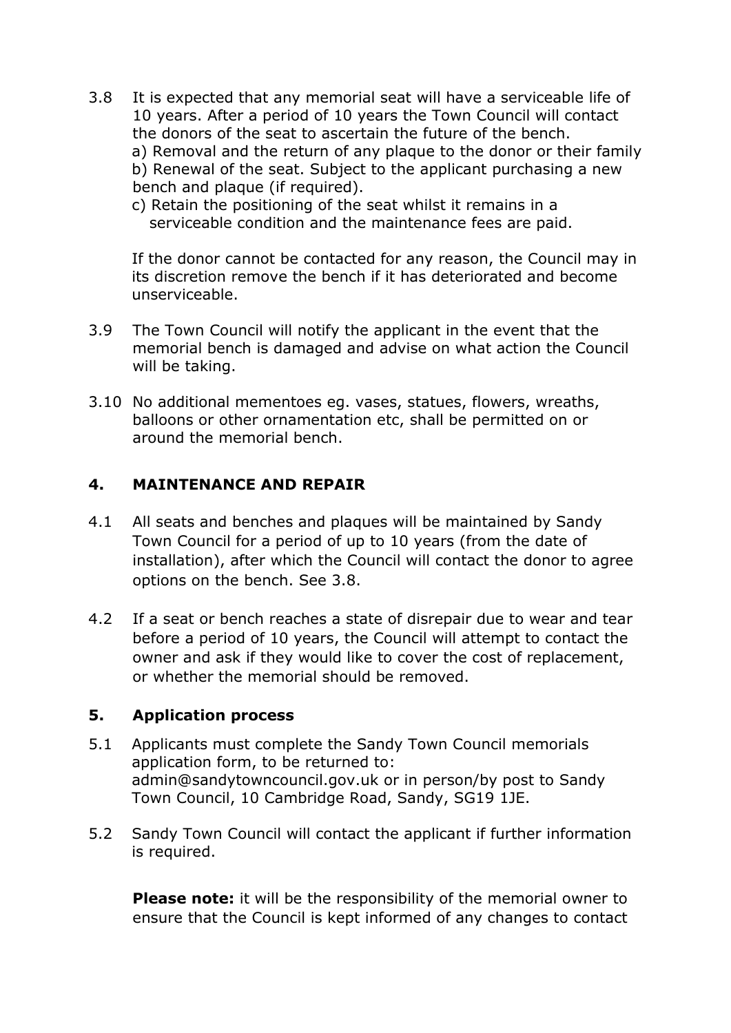3.8 It is expected that any memorial seat will have a serviceable life of 10 years. After a period of 10 years the Town Council will contact the donors of the seat to ascertain the future of the bench.

a) Removal and the return of any plaque to the donor or their family
b) Renewal of the seat. Subject to the applicant purchasing a new bench and plaque (if required).
c) Retain the positioning of the seat whilst it remains in a serviceable condition and the maintenance fees are paid.

If the donor cannot be contacted for any reason, the Council may in its discretion remove the bench if it has deteriorated and become unserviceable.

3.9 The Town Council will notify the applicant in the event that the memorial bench is damaged and advise on what action the Council will be taking.

3.10 No additional mementoes eg. vases, statues, flowers, wreaths, balloons or other ornamentation etc, shall be permitted on or around the memorial bench.

## 4. MAINTENANCE AND REPAIR

4.1 All seats and benches and plaques will be maintained by Sandy Town Council for a period of up to 10 years (from the date of installation), after which the Council will contact the donor to agree options on the bench. See 3.8.

4.2 If a seat or bench reaches a state of disrepair due to wear and tear before a period of 10 years, the Council will attempt to contact the owner and ask if they would like to cover the cost of replacement, or whether the memorial should be removed.

## 5. Application process

5.1 Applicants must complete the Sandy Town Council memorials application form, to be returned to: admin@sandytowncouncil.gov.uk or in person/by post to Sandy Town Council, 10 Cambridge Road, Sandy, SG19 1JE.

5.2 Sandy Town Council will contact the applicant if further information is required.

**Please note:** it will be the responsibility of the memorial owner to ensure that the Council is kept informed of any changes to contact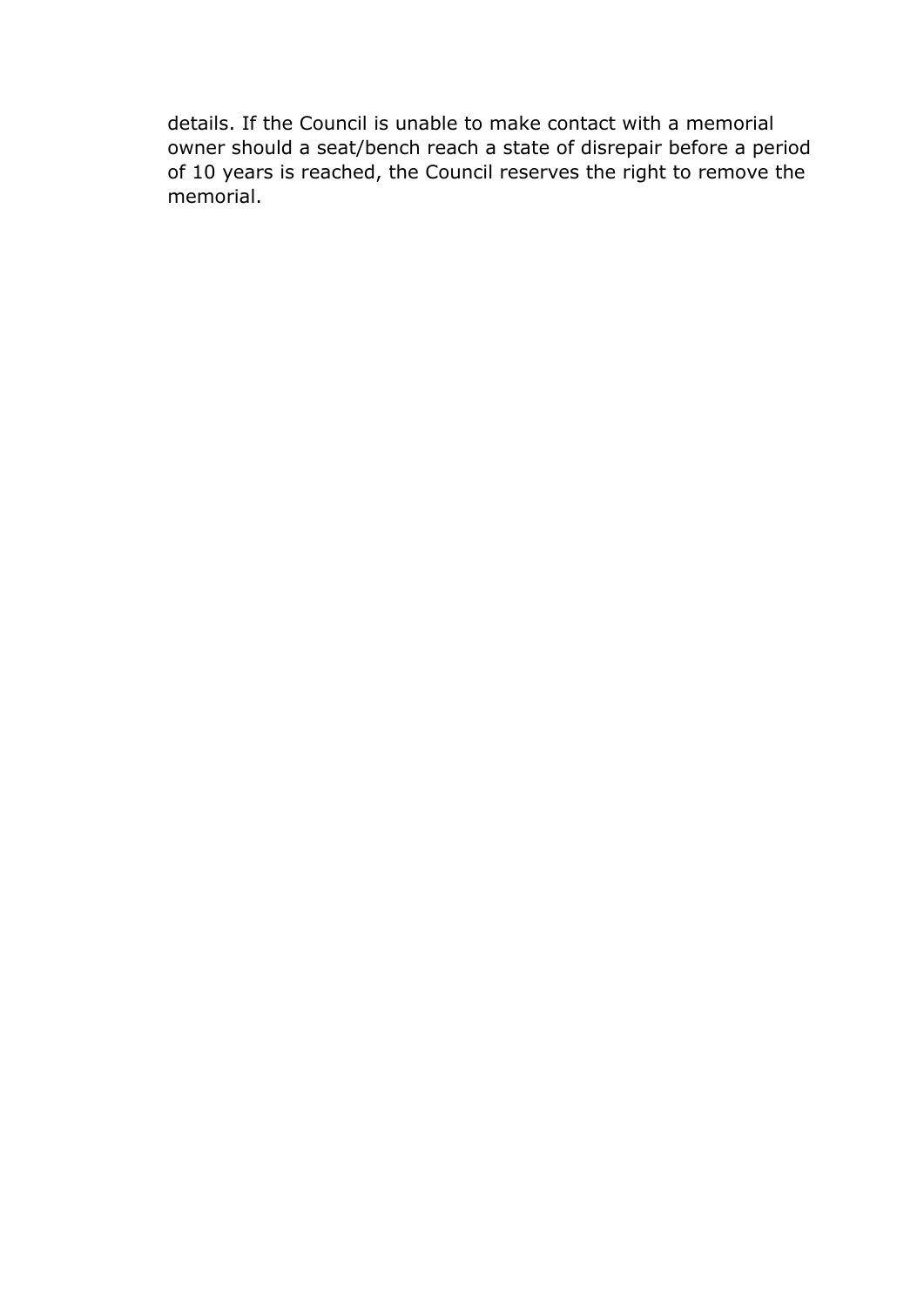details. If the Council is unable to make contact with a memorial owner should a seat/bench reach a state of disrepair before a period of 10 years is reached, the Council reserves the right to remove the memorial.